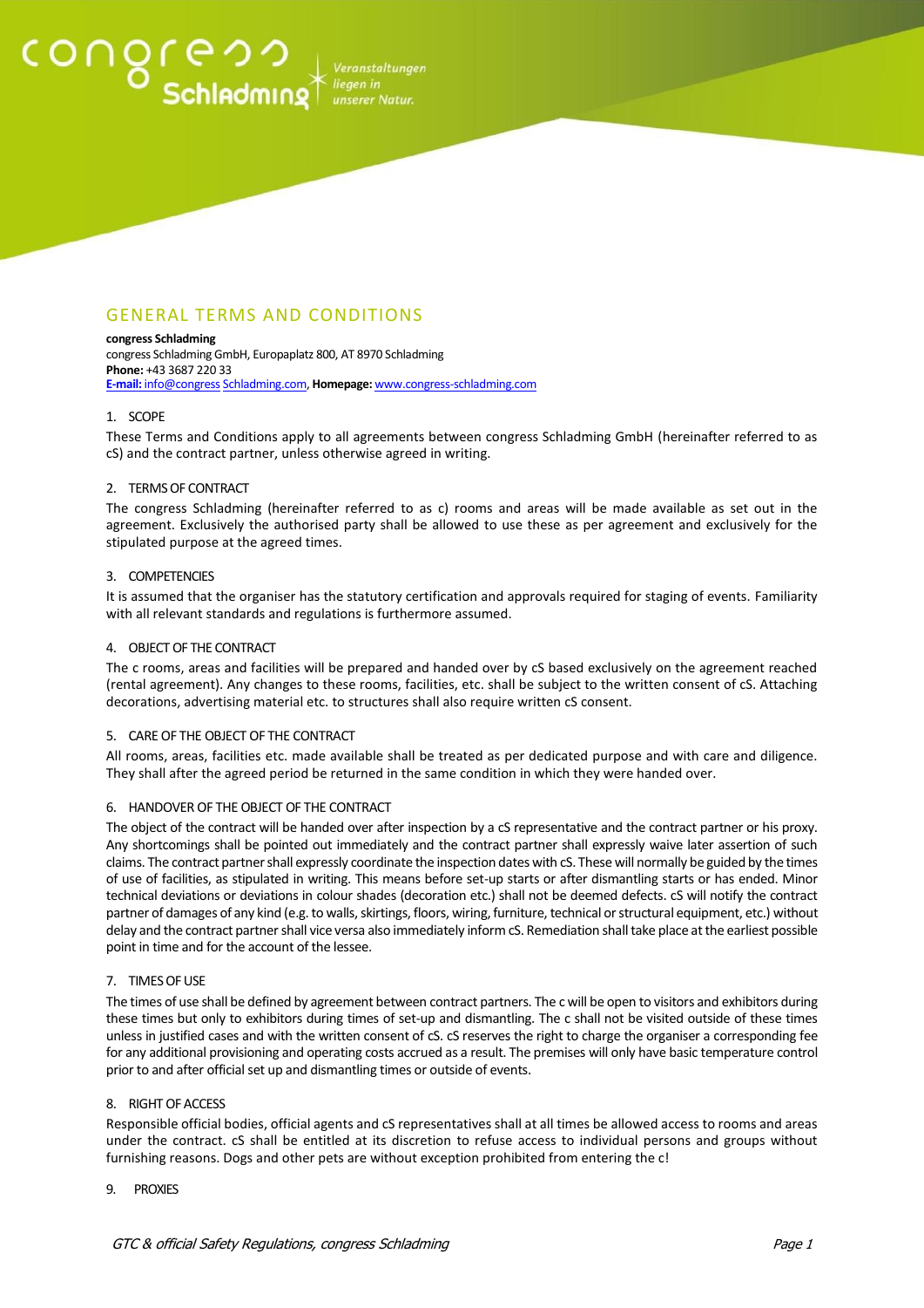# GENERAL TERMS AND CONDITIONS

**congress Schladming**
congress Schladming GmbH, Europaplatz 800, AT 8970 Schladming
**Phone:** +43 3687 220 33
**E-mail:** info@congress Schladming.com, **Homepage:** www.congress-schladming.com

## 1. SCOPE

These Terms and Conditions apply to all agreements between congress Schladming GmbH (hereinafter referred to as cS) and the contract partner, unless otherwise agreed in writing.

## 2. TERMS OF CONTRACT

The congress Schladming (hereinafter referred to as c) rooms and areas will be made available as set out in the agreement. Exclusively the authorised party shall be allowed to use these as per agreement and exclusively for the stipulated purpose at the agreed times.

## 3. COMPETENCIES

It is assumed that the organiser has the statutory certification and approvals required for staging of events. Familiarity with all relevant standards and regulations is furthermore assumed.

## 4. OBJECT OF THE CONTRACT

The c rooms, areas and facilities will be prepared and handed over by cS based exclusively on the agreement reached (rental agreement). Any changes to these rooms, facilities, etc. shall be subject to the written consent of cS. Attaching decorations, advertising material etc. to structures shall also require written cS consent.

## 5. CARE OF THE OBJECT OF THE CONTRACT

All rooms, areas, facilities etc. made available shall be treated as per dedicated purpose and with care and diligence. They shall after the agreed period be returned in the same condition in which they were handed over.

## 6. HANDOVER OF THE OBJECT OF THE CONTRACT

The object of the contract will be handed over after inspection by a cS representative and the contract partner or his proxy. Any shortcomings shall be pointed out immediately and the contract partner shall expressly waive later assertion of such claims. The contract partner shall expressly coordinate the inspection dates with cS. These will normally be guided by the times of use of facilities, as stipulated in writing. This means before set-up starts or after dismantling starts or has ended. Minor technical deviations or deviations in colour shades (decoration etc.) shall not be deemed defects. cS will notify the contract partner of damages of any kind (e.g. to walls, skirtings, floors, wiring, furniture, technical or structural equipment, etc.) without delay and the contract partner shall vice versa also immediately inform cS. Remediation shall take place at the earliest possible point in time and for the account of the lessee.

## 7. TIMES OF USE

The times of use shall be defined by agreement between contract partners. The c will be open to visitors and exhibitors during these times but only to exhibitors during times of set-up and dismantling. The c shall not be visited outside of these times unless in justified cases and with the written consent of cS. cS reserves the right to charge the organiser a corresponding fee for any additional provisioning and operating costs accrued as a result. The premises will only have basic temperature control prior to and after official set up and dismantling times or outside of events.

## 8. RIGHT OF ACCESS

Responsible official bodies, official agents and cS representatives shall at all times be allowed access to rooms and areas under the contract. cS shall be entitled at its discretion to refuse access to individual persons and groups without furnishing reasons. Dogs and other pets are without exception prohibited from entering the c!

## 9. PROXIES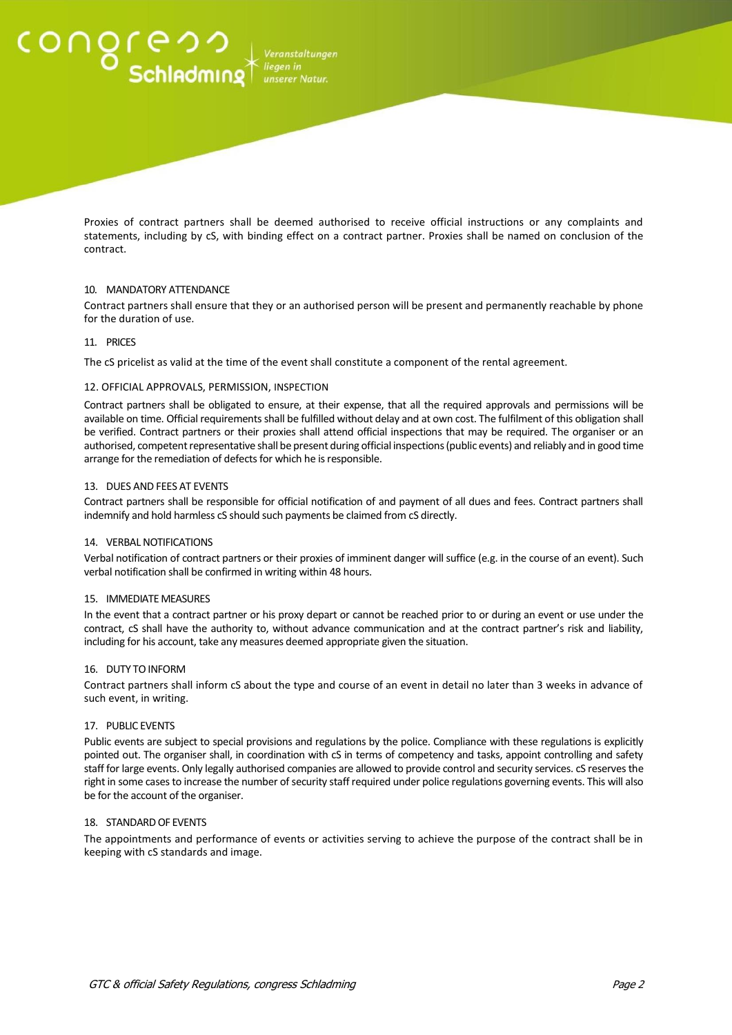Proxies of contract partners shall be deemed authorised to receive official instructions or any complaints and statements, including by cS, with binding effect on a contract partner. Proxies shall be named on conclusion of the contract.

## 10. MANDATORY ATTENDANCE

Contract partners shall ensure that they or an authorised person will be present and permanently reachable by phone for the duration of use.

## 11. PRICES

The cS pricelist as valid at the time of the event shall constitute a component of the rental agreement.

## 12. OFFICIAL APPROVALS, PERMISSION, INSPECTION

Contract partners shall be obligated to ensure, at their expense, that all the required approvals and permissions will be available on time. Official requirements shall be fulfilled without delay and at own cost. The fulfilment of this obligation shall be verified. Contract partners or their proxies shall attend official inspections that may be required. The organiser or an authorised, competent representative shall be present during official inspections (public events) and reliably and in good time arrange for the remediation of defects for which he is responsible.

## 13. DUES AND FEES AT EVENTS

Contract partners shall be responsible for official notification of and payment of all dues and fees. Contract partners shall indemnify and hold harmless cS should such payments be claimed from cS directly.

## 14. VERBAL NOTIFICATIONS

Verbal notification of contract partners or their proxies of imminent danger will suffice (e.g. in the course of an event). Such verbal notification shall be confirmed in writing within 48 hours.

## 15. IMMEDIATE MEASURES

In the event that a contract partner or his proxy depart or cannot be reached prior to or during an event or use under the contract, cS shall have the authority to, without advance communication and at the contract partner's risk and liability, including for his account, take any measures deemed appropriate given the situation.

## 16. DUTY TO INFORM

Contract partners shall inform cS about the type and course of an event in detail no later than 3 weeks in advance of such event, in writing.

## 17. PUBLIC EVENTS

Public events are subject to special provisions and regulations by the police. Compliance with these regulations is explicitly pointed out. The organiser shall, in coordination with cS in terms of competency and tasks, appoint controlling and safety staff for large events. Only legally authorised companies are allowed to provide control and security services. cS reserves the right in some cases to increase the number of security staff required under police regulations governing events. This will also be for the account of the organiser.

## 18. STANDARD OF EVENTS

The appointments and performance of events or activities serving to achieve the purpose of the contract shall be in keeping with cS standards and image.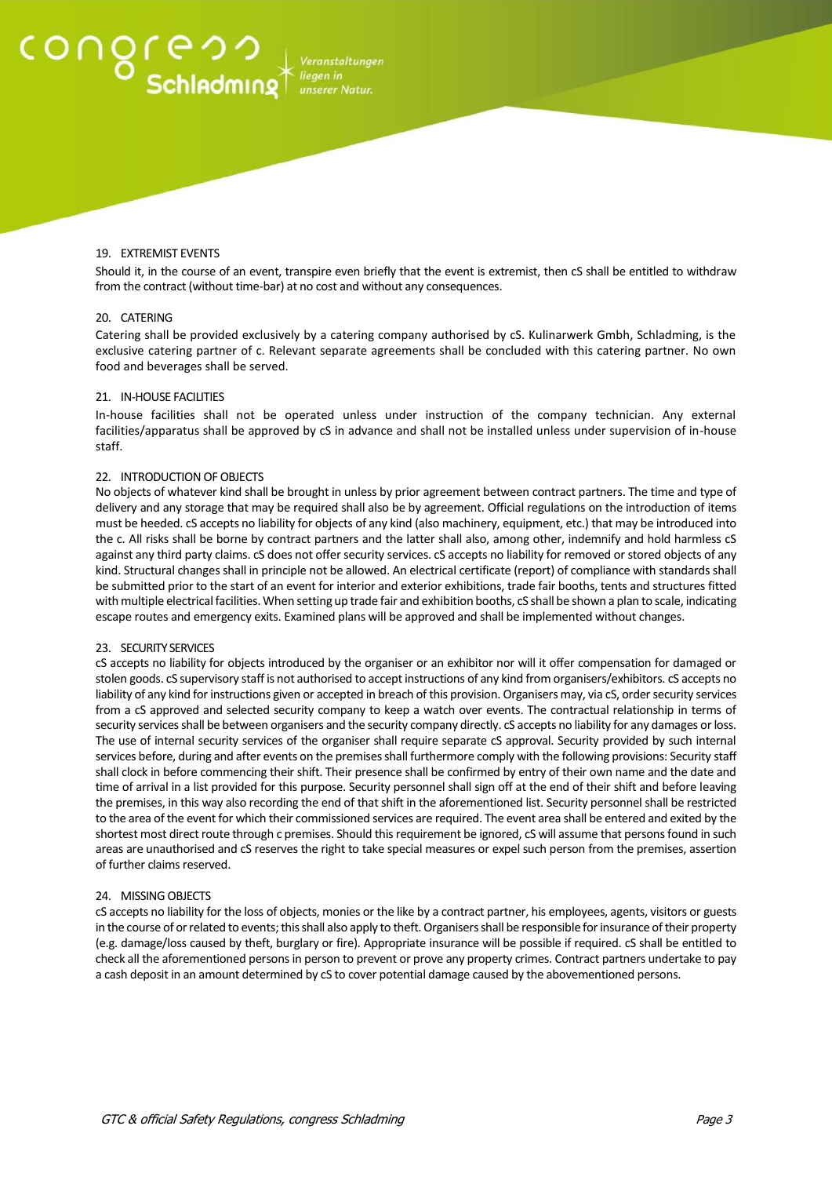## 19. EXTREMIST EVENTS

Should it, in the course of an event, transpire even briefly that the event is extremist, then cS shall be entitled to withdraw from the contract (without time-bar) at no cost and without any consequences.

## 20. CATERING

Catering shall be provided exclusively by a catering company authorised by cS. Kulinarwerk Gmbh, Schladming, is the exclusive catering partner of c. Relevant separate agreements shall be concluded with this catering partner. No own food and beverages shall be served.

## 21. IN-HOUSE FACILITIES

In-house facilities shall not be operated unless under instruction of the company technician. Any external facilities/apparatus shall be approved by cS in advance and shall not be installed unless under supervision of in-house staff.

## 22. INTRODUCTION OF OBJECTS

No objects of whatever kind shall be brought in unless by prior agreement between contract partners. The time and type of delivery and any storage that may be required shall also be by agreement. Official regulations on the introduction of items must be heeded. cS accepts no liability for objects of any kind (also machinery, equipment, etc.) that may be introduced into the c. All risks shall be borne by contract partners and the latter shall also, among other, indemnify and hold harmless cS against any third party claims. cS does not offer security services. cS accepts no liability for removed or stored objects of any kind. Structural changes shall in principle not be allowed. An electrical certificate (report) of compliance with standards shall be submitted prior to the start of an event for interior and exterior exhibitions, trade fair booths, tents and structures fitted with multiple electrical facilities. When setting up trade fair and exhibition booths, cS shall be shown a plan to scale, indicating escape routes and emergency exits. Examined plans will be approved and shall be implemented without changes.

## 23. SECURITY SERVICES

cS accepts no liability for objects introduced by the organiser or an exhibitor nor will it offer compensation for damaged or stolen goods. cS supervisory staff is not authorised to accept instructions of any kind from organisers/exhibitors. cS accepts no liability of any kind for instructions given or accepted in breach of this provision. Organisers may, via cS, order security services from a cS approved and selected security company to keep a watch over events. The contractual relationship in terms of security services shall be between organisers and the security company directly. cS accepts no liability for any damages or loss. The use of internal security services of the organiser shall require separate cS approval. Security provided by such internal services before, during and after events on the premises shall furthermore comply with the following provisions: Security staff shall clock in before commencing their shift. Their presence shall be confirmed by entry of their own name and the date and time of arrival in a list provided for this purpose. Security personnel shall sign off at the end of their shift and before leaving the premises, in this way also recording the end of that shift in the aforementioned list. Security personnel shall be restricted to the area of the event for which their commissioned services are required. The event area shall be entered and exited by the shortest most direct route through c premises. Should this requirement be ignored, cS will assume that persons found in such areas are unauthorised and cS reserves the right to take special measures or expel such person from the premises, assertion of further claims reserved.

## 24. MISSING OBJECTS

cS accepts no liability for the loss of objects, monies or the like by a contract partner, his employees, agents, visitors or guests in the course of or related to events; this shall also apply to theft. Organisers shall be responsible for insurance of their property (e.g. damage/loss caused by theft, burglary or fire). Appropriate insurance will be possible if required. cS shall be entitled to check all the aforementioned persons in person to prevent or prove any property crimes. Contract partners undertake to pay a cash deposit in an amount determined by cS to cover potential damage caused by the abovementioned persons.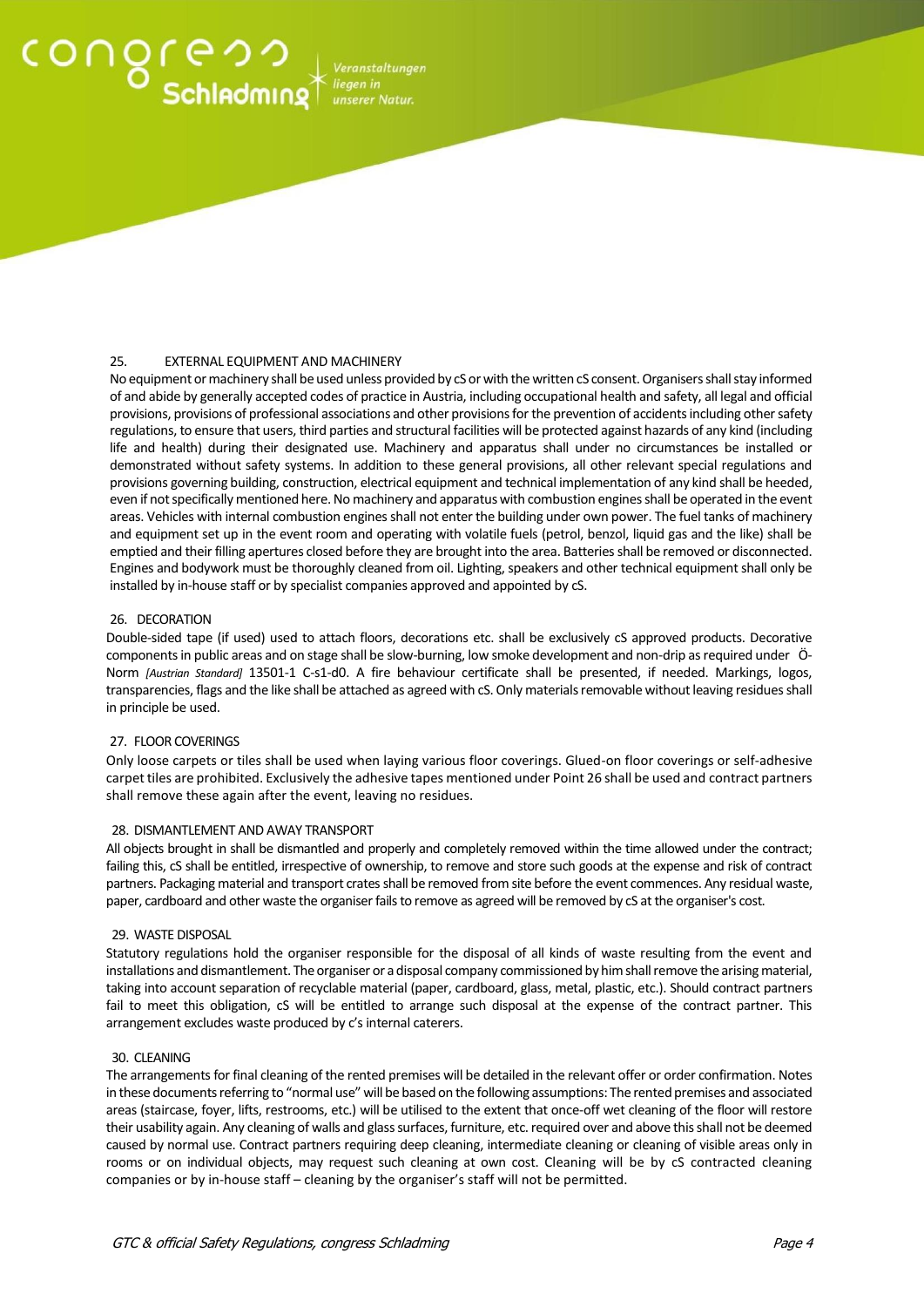## 25. EXTERNAL EQUIPMENT AND MACHINERY

No equipment or machinery shall be used unless provided by cS or with the written cS consent. Organisers shall stay informed of and abide by generally accepted codes of practice in Austria, including occupational health and safety, all legal and official provisions, provisions of professional associations and other provisions for the prevention of accidents including other safety regulations, to ensure that users, third parties and structural facilities will be protected against hazards of any kind (including life and health) during their designated use. Machinery and apparatus shall under no circumstances be installed or demonstrated without safety systems. In addition to these general provisions, all other relevant special regulations and provisions governing building, construction, electrical equipment and technical implementation of any kind shall be heeded, even if not specifically mentioned here. No machinery and apparatus with combustion engines shall be operated in the event areas. Vehicles with internal combustion engines shall not enter the building under own power. The fuel tanks of machinery and equipment set up in the event room and operating with volatile fuels (petrol, benzol, liquid gas and the like) shall be emptied and their filling apertures closed before they are brought into the area. Batteries shall be removed or disconnected. Engines and bodywork must be thoroughly cleaned from oil. Lighting, speakers and other technical equipment shall only be installed by in-house staff or by specialist companies approved and appointed by cS.

## 26. DECORATION

Double-sided tape (if used) used to attach floors, decorations etc. shall be exclusively cS approved products. Decorative components in public areas and on stage shall be slow-burning, low smoke development and non-drip as required under Ö-Norm *[Austrian Standard]* 13501-1 C-s1-d0. A fire behaviour certificate shall be presented, if needed. Markings, logos, transparencies, flags and the like shall be attached as agreed with cS. Only materials removable without leaving residues shall in principle be used.

## 27. FLOOR COVERINGS

Only loose carpets or tiles shall be used when laying various floor coverings. Glued-on floor coverings or self-adhesive carpet tiles are prohibited. Exclusively the adhesive tapes mentioned under Point 26 shall be used and contract partners shall remove these again after the event, leaving no residues.

## 28. DISMANTLEMENT AND AWAY TRANSPORT

All objects brought in shall be dismantled and properly and completely removed within the time allowed under the contract; failing this, cS shall be entitled, irrespective of ownership, to remove and store such goods at the expense and risk of contract partners. Packaging material and transport crates shall be removed from site before the event commences. Any residual waste, paper, cardboard and other waste the organiser fails to remove as agreed will be removed by cS at the organiser's cost.

## 29. WASTE DISPOSAL

Statutory regulations hold the organiser responsible for the disposal of all kinds of waste resulting from the event and installations and dismantlement. The organiser or a disposal company commissioned by him shall remove the arising material, taking into account separation of recyclable material (paper, cardboard, glass, metal, plastic, etc.). Should contract partners fail to meet this obligation, cS will be entitled to arrange such disposal at the expense of the contract partner. This arrangement excludes waste produced by c's internal caterers.

## 30. CLEANING

The arrangements for final cleaning of the rented premises will be detailed in the relevant offer or order confirmation. Notes in these documents referring to "normal use" will be based on the following assumptions: The rented premises and associated areas (staircase, foyer, lifts, restrooms, etc.) will be utilised to the extent that once-off wet cleaning of the floor will restore their usability again. Any cleaning of walls and glass surfaces, furniture, etc. required over and above this shall not be deemed caused by normal use. Contract partners requiring deep cleaning, intermediate cleaning or cleaning of visible areas only in rooms or on individual objects, may request such cleaning at own cost. Cleaning will be by cS contracted cleaning companies or by in-house staff – cleaning by the organiser's staff will not be permitted.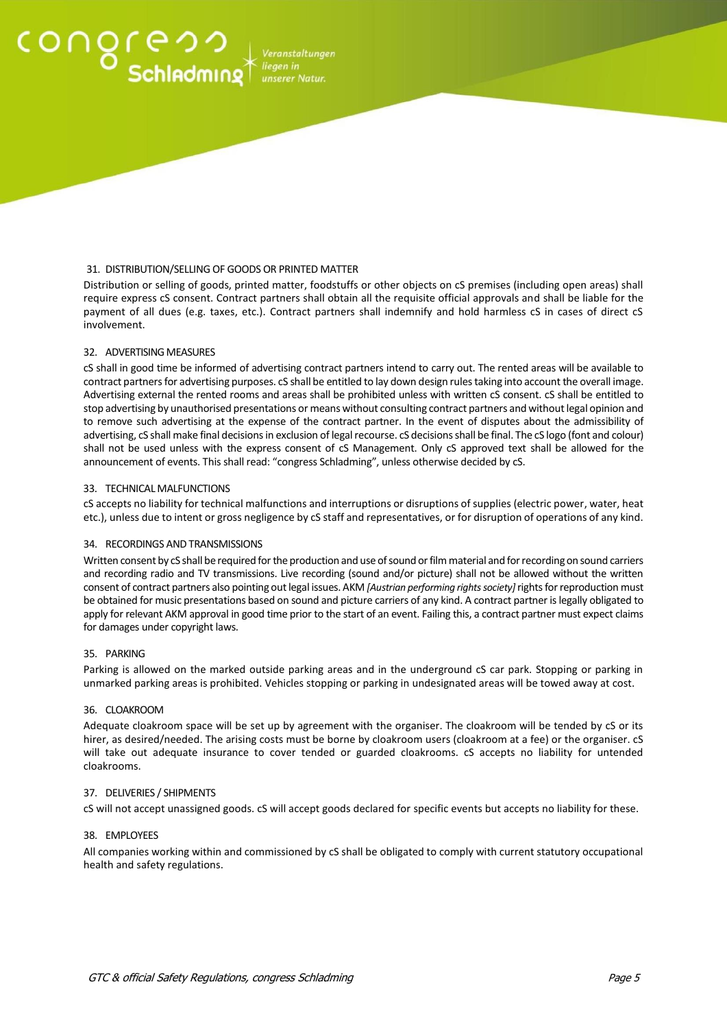31. DISTRIBUTION/SELLING OF GOODS OR PRINTED MATTER

Distribution or selling of goods, printed matter, foodstuffs or other objects on cS premises (including open areas) shall require express cS consent. Contract partners shall obtain all the requisite official approvals and shall be liable for the payment of all dues (e.g. taxes, etc.). Contract partners shall indemnify and hold harmless cS in cases of direct cS involvement.

32. ADVERTISING MEASURES

cS shall in good time be informed of advertising contract partners intend to carry out. The rented areas will be available to contract partners for advertising purposes. cS shall be entitled to lay down design rules taking into account the overall image. Advertising external the rented rooms and areas shall be prohibited unless with written cS consent. cS shall be entitled to stop advertising by unauthorised presentations or means without consulting contract partners and without legal opinion and to remove such advertising at the expense of the contract partner. In the event of disputes about the admissibility of advertising, cS shall make final decisions in exclusion of legal recourse. cS decisions shall be final. The cS logo (font and colour) shall not be used unless with the express consent of cS Management. Only cS approved text shall be allowed for the announcement of events. This shall read: "congress Schladming", unless otherwise decided by cS.

33. TECHNICAL MALFUNCTIONS

cS accepts no liability for technical malfunctions and interruptions or disruptions of supplies (electric power, water, heat etc.), unless due to intent or gross negligence by cS staff and representatives, or for disruption of operations of any kind.

34. RECORDINGS AND TRANSMISSIONS

Written consent by cS shall be required for the production and use of sound or film material and for recording on sound carriers and recording radio and TV transmissions. Live recording (sound and/or picture) shall not be allowed without the written consent of contract partners also pointing out legal issues. AKM *[Austrian performing rights society]* rights for reproduction must be obtained for music presentations based on sound and picture carriers of any kind. A contract partner is legally obligated to apply for relevant AKM approval in good time prior to the start of an event. Failing this, a contract partner must expect claims for damages under copyright laws.

35. PARKING

Parking is allowed on the marked outside parking areas and in the underground cS car park. Stopping or parking in unmarked parking areas is prohibited. Vehicles stopping or parking in undesignated areas will be towed away at cost.

36. CLOAKROOM

Adequate cloakroom space will be set up by agreement with the organiser. The cloakroom will be tended by cS or its hirer, as desired/needed. The arising costs must be borne by cloakroom users (cloakroom at a fee) or the organiser. cS will take out adequate insurance to cover tended or guarded cloakrooms. cS accepts no liability for untended cloakrooms.

37. DELIVERIES / SHIPMENTS

cS will not accept unassigned goods. cS will accept goods declared for specific events but accepts no liability for these.

38. EMPLOYEES

All companies working within and commissioned by cS shall be obligated to comply with current statutory occupational health and safety regulations.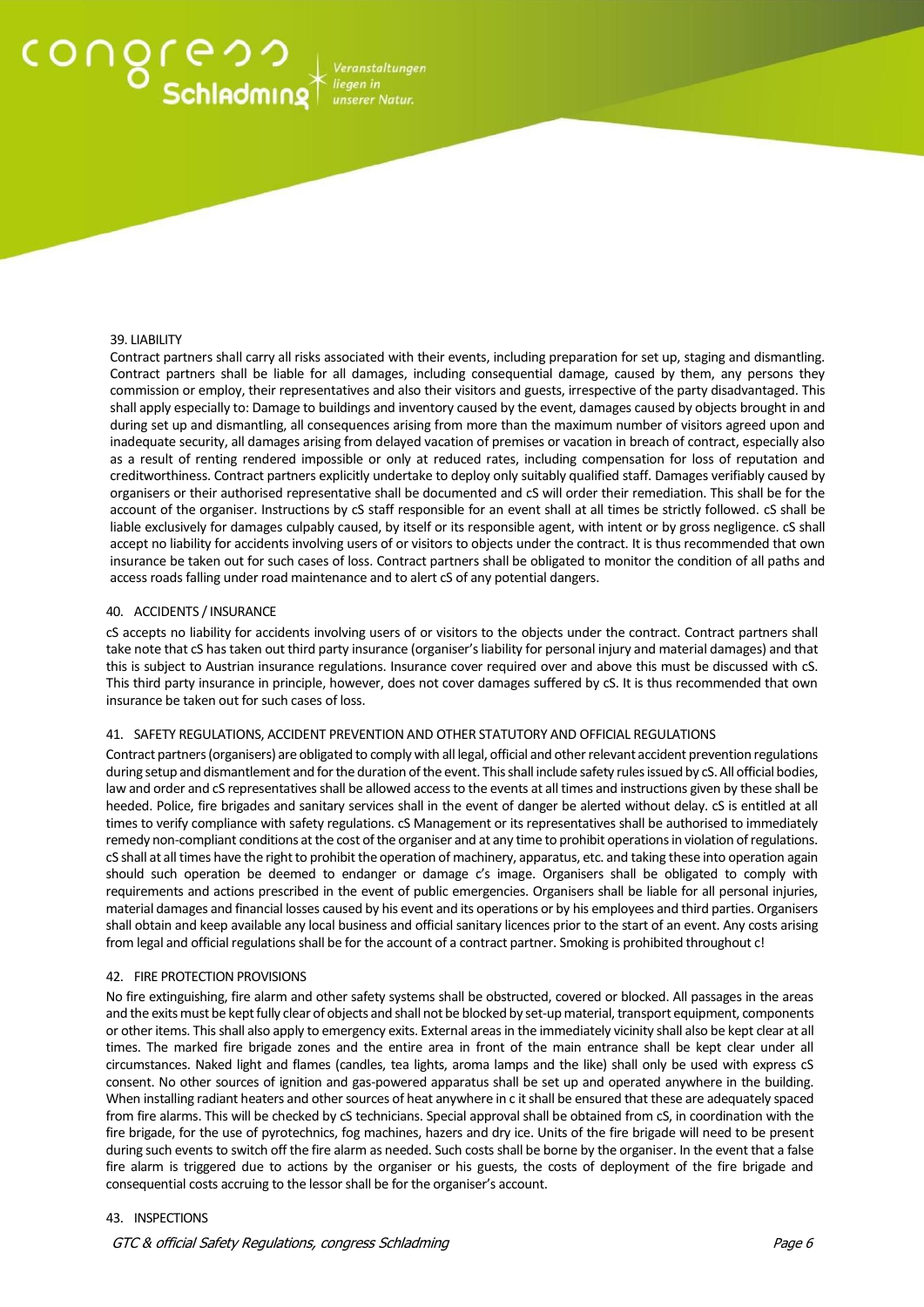## 39. LIABILITY

Contract partners shall carry all risks associated with their events, including preparation for set up, staging and dismantling. Contract partners shall be liable for all damages, including consequential damage, caused by them, any persons they commission or employ, their representatives and also their visitors and guests, irrespective of the party disadvantaged. This shall apply especially to: Damage to buildings and inventory caused by the event, damages caused by objects brought in and during set up and dismantling, all consequences arising from more than the maximum number of visitors agreed upon and inadequate security, all damages arising from delayed vacation of premises or vacation in breach of contract, especially also as a result of renting rendered impossible or only at reduced rates, including compensation for loss of reputation and creditworthiness. Contract partners explicitly undertake to deploy only suitably qualified staff. Damages verifiably caused by organisers or their authorised representative shall be documented and cS will order their remediation. This shall be for the account of the organiser. Instructions by cS staff responsible for an event shall at all times be strictly followed. cS shall be liable exclusively for damages culpably caused, by itself or its responsible agent, with intent or by gross negligence. cS shall accept no liability for accidents involving users of or visitors to objects under the contract. It is thus recommended that own insurance be taken out for such cases of loss. Contract partners shall be obligated to monitor the condition of all paths and access roads falling under road maintenance and to alert cS of any potential dangers.

## 40. ACCIDENTS / INSURANCE

cS accepts no liability for accidents involving users of or visitors to the objects under the contract. Contract partners shall take note that cS has taken out third party insurance (organiser's liability for personal injury and material damages) and that this is subject to Austrian insurance regulations. Insurance cover required over and above this must be discussed with cS. This third party insurance in principle, however, does not cover damages suffered by cS. It is thus recommended that own insurance be taken out for such cases of loss.

## 41. SAFETY REGULATIONS, ACCIDENT PREVENTION AND OTHER STATUTORY AND OFFICIAL REGULATIONS

Contract partners (organisers) are obligated to comply with all legal, official and other relevant accident prevention regulations during setup and dismantlement and for the duration of the event. This shall include safety rules issued by cS. All official bodies, law and order and cS representatives shall be allowed access to the events at all times and instructions given by these shall be heeded. Police, fire brigades and sanitary services shall in the event of danger be alerted without delay. cS is entitled at all times to verify compliance with safety regulations. cS Management or its representatives shall be authorised to immediately remedy non-compliant conditions at the cost of the organiser and at any time to prohibit operations in violation of regulations. cS shall at all times have the right to prohibit the operation of machinery, apparatus, etc. and taking these into operation again should such operation be deemed to endanger or damage c's image. Organisers shall be obligated to comply with requirements and actions prescribed in the event of public emergencies. Organisers shall be liable for all personal injuries, material damages and financial losses caused by his event and its operations or by his employees and third parties. Organisers shall obtain and keep available any local business and official sanitary licences prior to the start of an event. Any costs arising from legal and official regulations shall be for the account of a contract partner. Smoking is prohibited throughout c!

## 42. FIRE PROTECTION PROVISIONS

No fire extinguishing, fire alarm and other safety systems shall be obstructed, covered or blocked. All passages in the areas and the exits must be kept fully clear of objects and shall not be blocked by set-up material, transport equipment, components or other items. This shall also apply to emergency exits. External areas in the immediately vicinity shall also be kept clear at all times. The marked fire brigade zones and the entire area in front of the main entrance shall be kept clear under all circumstances. Naked light and flames (candles, tea lights, aroma lamps and the like) shall only be used with express cS consent. No other sources of ignition and gas-powered apparatus shall be set up and operated anywhere in the building. When installing radiant heaters and other sources of heat anywhere in c it shall be ensured that these are adequately spaced from fire alarms. This will be checked by cS technicians. Special approval shall be obtained from cS, in coordination with the fire brigade, for the use of pyrotechnics, fog machines, hazers and dry ice. Units of the fire brigade will need to be present during such events to switch off the fire alarm as needed. Such costs shall be borne by the organiser. In the event that a false fire alarm is triggered due to actions by the organiser or his guests, the costs of deployment of the fire brigade and consequential costs accruing to the lessor shall be for the organiser's account.

## 43. INSPECTIONS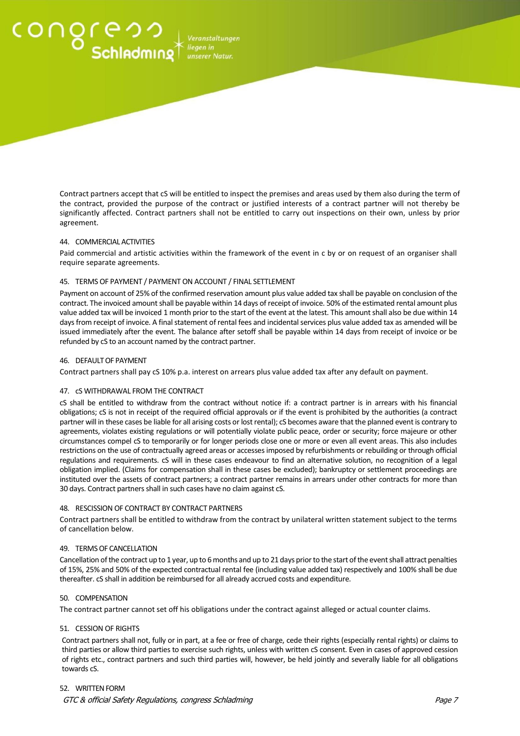Contract partners accept that cS will be entitled to inspect the premises and areas used by them also during the term of the contract, provided the purpose of the contract or justified interests of a contract partner will not thereby be significantly affected. Contract partners shall not be entitled to carry out inspections on their own, unless by prior agreement.

## 44. COMMERCIAL ACTIVITIES

Paid commercial and artistic activities within the framework of the event in c by or on request of an organiser shall require separate agreements.

## 45. TERMS OF PAYMENT / PAYMENT ON ACCOUNT / FINAL SETTLEMENT

Payment on account of 25% of the confirmed reservation amount plus value added tax shall be payable on conclusion of the contract. The invoiced amount shall be payable within 14 days of receipt of invoice. 50% of the estimated rental amount plus value added tax will be invoiced 1 month prior to the start of the event at the latest. This amount shall also be due within 14 days from receipt of invoice. A final statement of rental fees and incidental services plus value added tax as amended will be issued immediately after the event. The balance after setoff shall be payable within 14 days from receipt of invoice or be refunded by cS to an account named by the contract partner.

## 46. DEFAULT OF PAYMENT

Contract partners shall pay cS 10% p.a. interest on arrears plus value added tax after any default on payment.

## 47. cS WITHDRAWAL FROM THE CONTRACT

cS shall be entitled to withdraw from the contract without notice if: a contract partner is in arrears with his financial obligations; cS is not in receipt of the required official approvals or if the event is prohibited by the authorities (a contract partner will in these cases be liable for all arising costs or lost rental); cS becomes aware that the planned event is contrary to agreements, violates existing regulations or will potentially violate public peace, order or security; force majeure or other circumstances compel cS to temporarily or for longer periods close one or more or even all event areas. This also includes restrictions on the use of contractually agreed areas or accesses imposed by refurbishments or rebuilding or through official regulations and requirements. cS will in these cases endeavour to find an alternative solution, no recognition of a legal obligation implied. (Claims for compensation shall in these cases be excluded); bankruptcy or settlement proceedings are instituted over the assets of contract partners; a contract partner remains in arrears under other contracts for more than 30 days. Contract partners shall in such cases have no claim against cS.

## 48. RESCISSION OF CONTRACT BY CONTRACT PARTNERS

Contract partners shall be entitled to withdraw from the contract by unilateral written statement subject to the terms of cancellation below.

## 49. TERMS OF CANCELLATION

Cancellation of the contract up to 1 year, up to 6 months and up to 21 days prior to the start of the event shall attract penalties of 15%, 25% and 50% of the expected contractual rental fee (including value added tax) respectively and 100% shall be due thereafter. cS shall in addition be reimbursed for all already accrued costs and expenditure.

## 50. COMPENSATION

The contract partner cannot set off his obligations under the contract against alleged or actual counter claims.

## 51. CESSION OF RIGHTS

Contract partners shall not, fully or in part, at a fee or free of charge, cede their rights (especially rental rights) or claims to third parties or allow third parties to exercise such rights, unless with written cS consent. Even in cases of approved cession of rights etc., contract partners and such third parties will, however, be held jointly and severally liable for all obligations towards cS.

## 52. WRITTEN FORM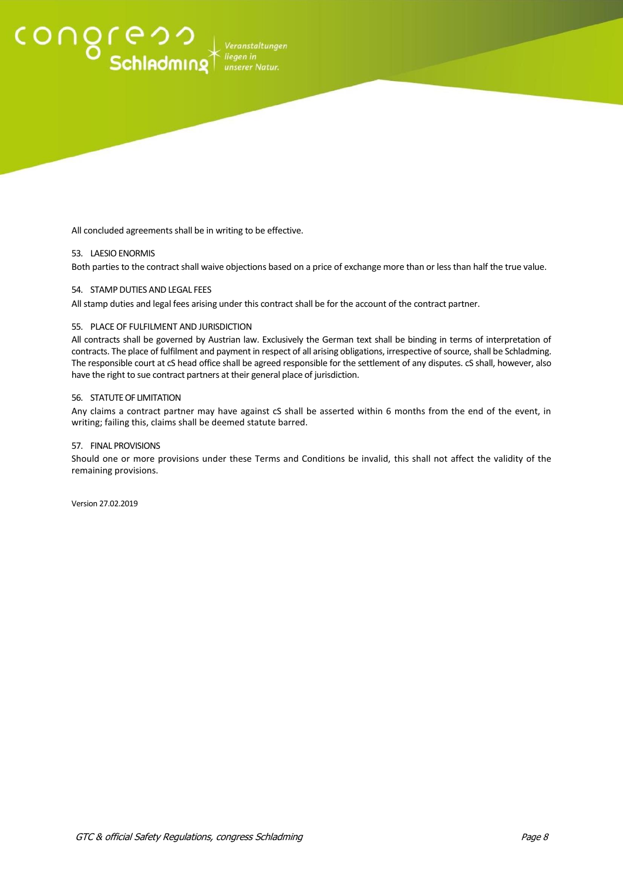All concluded agreements shall be in writing to be effective.

### 53. LAESIO ENORMIS

Both parties to the contract shall waive objections based on a price of exchange more than or less than half the true value.

### 54. STAMP DUTIES AND LEGAL FEES

All stamp duties and legal fees arising under this contract shall be for the account of the contract partner.

### 55. PLACE OF FULFILMENT AND JURISDICTION

All contracts shall be governed by Austrian law. Exclusively the German text shall be binding in terms of interpretation of contracts. The place of fulfilment and payment in respect of all arising obligations, irrespective of source, shall be Schladming. The responsible court at cS head office shall be agreed responsible for the settlement of any disputes. cS shall, however, also have the right to sue contract partners at their general place of jurisdiction.

### 56. STATUTE OF LIMITATION

Any claims a contract partner may have against cS shall be asserted within 6 months from the end of the event, in writing; failing this, claims shall be deemed statute barred.

### 57. FINAL PROVISIONS

Should one or more provisions under these Terms and Conditions be invalid, this shall not affect the validity of the remaining provisions.

Version 27.02.2019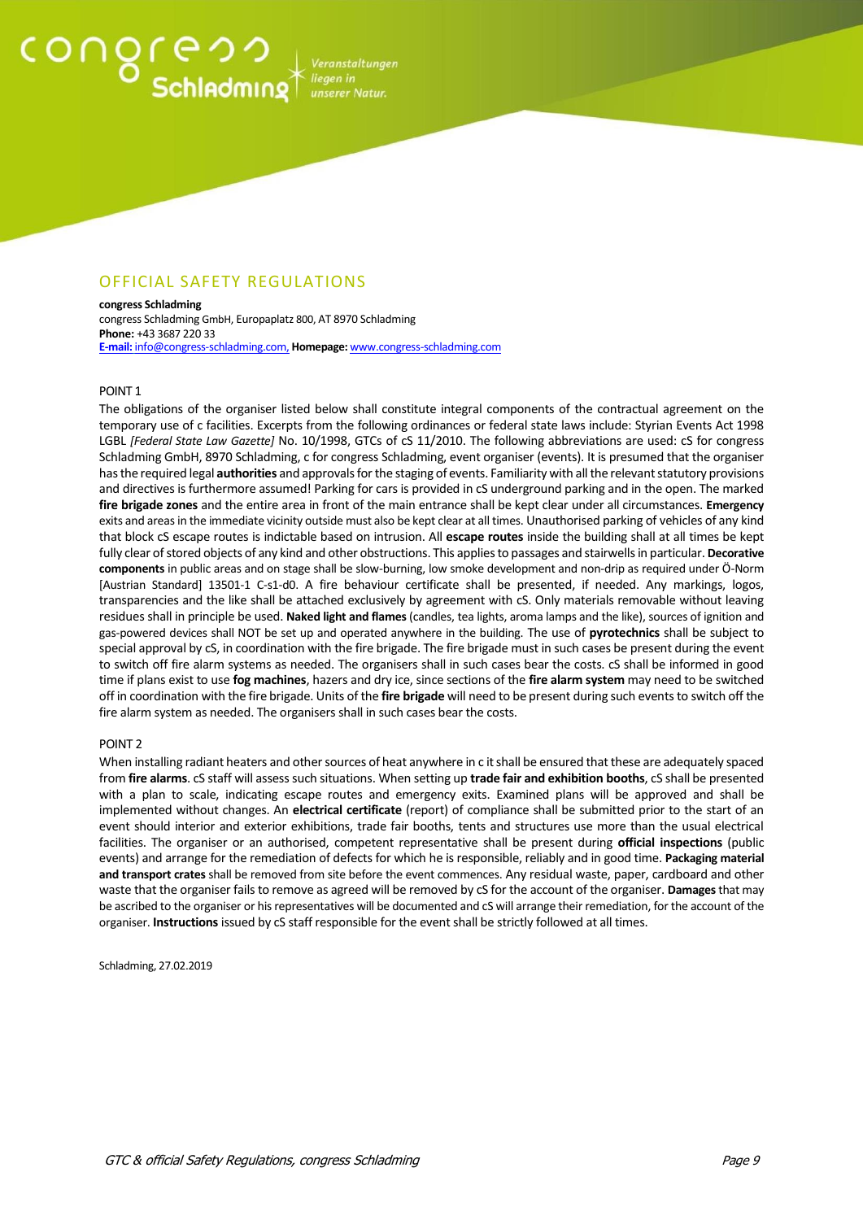## OFFICIAL SAFETY REGULATIONS

**congress Schladming**
congress Schladming GmbH, Europaplatz 800, AT 8970 Schladming
**Phone:** +43 3687 220 33
**E-mail:** info@congress-schladming.com, **Homepage:** www.congress-schladming.com

POINT 1

The obligations of the organiser listed below shall constitute integral components of the contractual agreement on the temporary use of c facilities. Excerpts from the following ordinances or federal state laws include: Styrian Events Act 1998 LGBL *[Federal State Law Gazette]* No. 10/1998, GTCs of cS 11/2010. The following abbreviations are used: cS for congress Schladming GmbH, 8970 Schladming, c for congress Schladming, event organiser (events). It is presumed that the organiser has the required legal **authorities** and approvals for the staging of events. Familiarity with all the relevant statutory provisions and directives is furthermore assumed! Parking for cars is provided in cS underground parking and in the open. The marked **fire brigade zones** and the entire area in front of the main entrance shall be kept clear under all circumstances. **Emergency** exits and areas in the immediate vicinity outside must also be kept clear at all times. Unauthorised parking of vehicles of any kind that block cS escape routes is indictable based on intrusion. All **escape routes** inside the building shall at all times be kept fully clear of stored objects of any kind and other obstructions. This applies to passages and stairwells in particular. **Decorative components** in public areas and on stage shall be slow-burning, low smoke development and non-drip as required under Ö-Norm [Austrian Standard] 13501-1 C-s1-d0. A fire behaviour certificate shall be presented, if needed. Any markings, logos, transparencies and the like shall be attached exclusively by agreement with cS. Only materials removable without leaving residues shall in principle be used. **Naked light and flames** (candles, tea lights, aroma lamps and the like), sources of ignition and gas-powered devices shall NOT be set up and operated anywhere in the building. The use of **pyrotechnics** shall be subject to special approval by cS, in coordination with the fire brigade. The fire brigade must in such cases be present during the event to switch off fire alarm systems as needed. The organisers shall in such cases bear the costs. cS shall be informed in good time if plans exist to use **fog machines**, hazers and dry ice, since sections of the **fire alarm system** may need to be switched off in coordination with the fire brigade. Units of the **fire brigade** will need to be present during such events to switch off the fire alarm system as needed. The organisers shall in such cases bear the costs.

POINT 2

When installing radiant heaters and other sources of heat anywhere in c it shall be ensured that these are adequately spaced from **fire alarms**. cS staff will assess such situations. When setting up **trade fair and exhibition booths**, cS shall be presented with a plan to scale, indicating escape routes and emergency exits. Examined plans will be approved and shall be implemented without changes. An **electrical certificate** (report) of compliance shall be submitted prior to the start of an event should interior and exterior exhibitions, trade fair booths, tents and structures use more than the usual electrical facilities. The organiser or an authorised, competent representative shall be present during **official inspections** (public events) and arrange for the remediation of defects for which he is responsible, reliably and in good time. **Packaging material and transport crates** shall be removed from site before the event commences. Any residual waste, paper, cardboard and other waste that the organiser fails to remove as agreed will be removed by cS for the account of the organiser. **Damages** that may be ascribed to the organiser or his representatives will be documented and cS will arrange their remediation, for the account of the organiser. **Instructions** issued by cS staff responsible for the event shall be strictly followed at all times.

Schladming, 27.02.2019